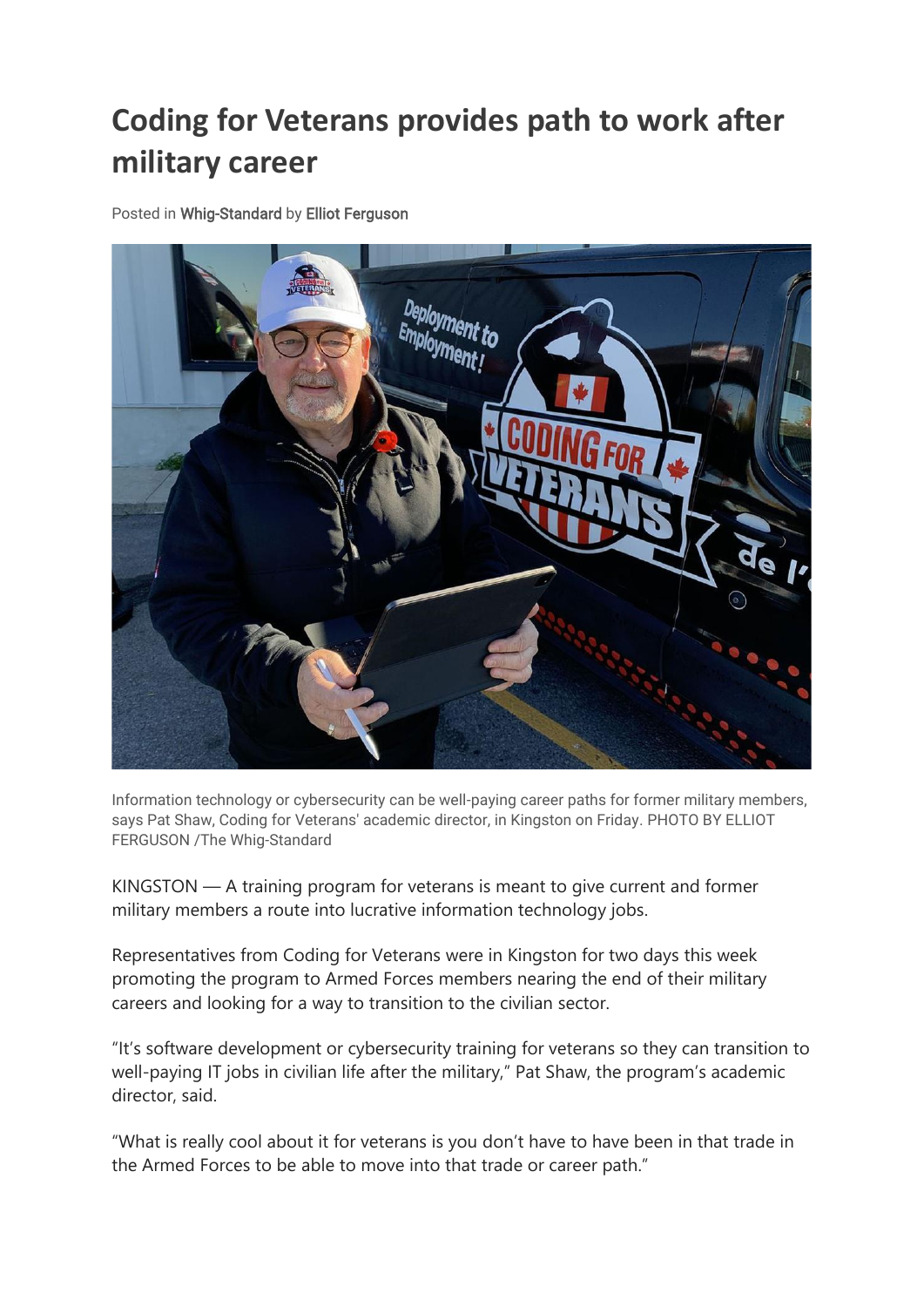# Coding for Veterans provides path to work after military career

Posted in Whig-Standard by Elliot Ferguson

Information technology or cybersecurity can be well-paying career paths for former military members, says Pat Shaw, Coding for Veterans' academic director, in Kingston on Friday. PHOTO BY ELLIOT FERGUSON /The Whig-Standard

KINGSTON — A training program for veterans is meant to give current and former military members a route into lucrative information technology jobs.

Representatives from Coding for Veterans were in Kingston for two days this week promoting the program to Armed Forces members nearing the end of their military careers and looking for a way to transition to the civilian sector.

"It's software development or cybersecurity training for veterans so they can transition to well-paying IT jobs in civilian life after the military," Pat Shaw, the program's academic director, said.

"What is really cool about it for veterans is you don't have to have been in that trade in the Armed Forces to be able to move into that trade or career path."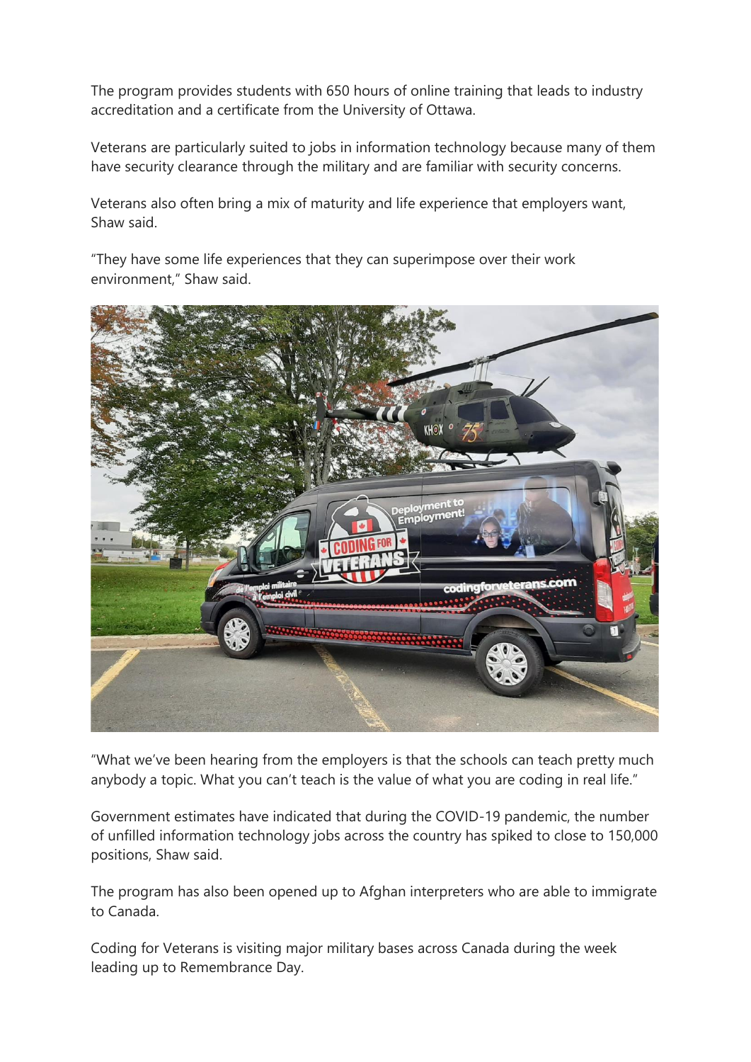The program provides students with 650 hours of online training that leads to industry accreditation and a certificate from the University of Ottawa.

Veterans are particularly suited to jobs in information technology because many of them have security clearance through the military and are familiar with security concerns.

Veterans also often bring a mix of maturity and life experience that employers want, Shaw said.

"They have some life experiences that they can superimpose over their work environment," Shaw said.

"What we've been hearing from the employers is that the schools can teach pretty much anybody a topic. What you can't teach is the value of what you are coding in real life."

Government estimates have indicated that during the COVID-19 pandemic, the number of unfilled information technology jobs across the country has spiked to close to 150,000 positions, Shaw said.

The program has also been opened up to Afghan interpreters who are able to immigrate to Canada.

Coding for Veterans is visiting major military bases across Canada during the week leading up to Remembrance Day.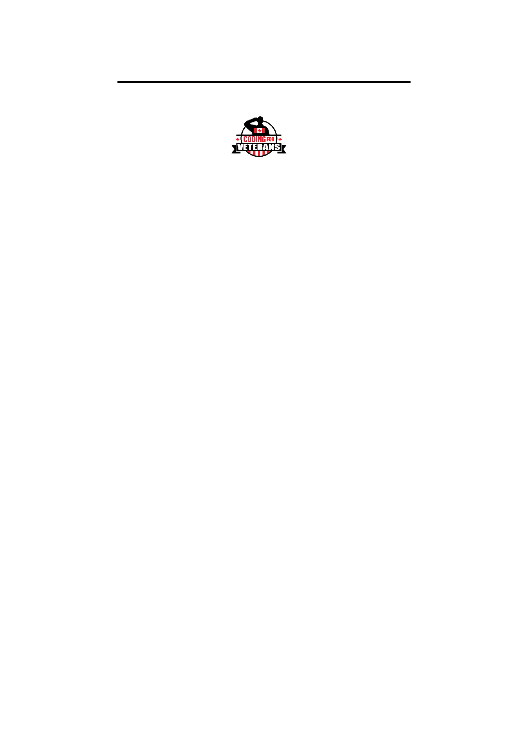CODING FOR VETERANS